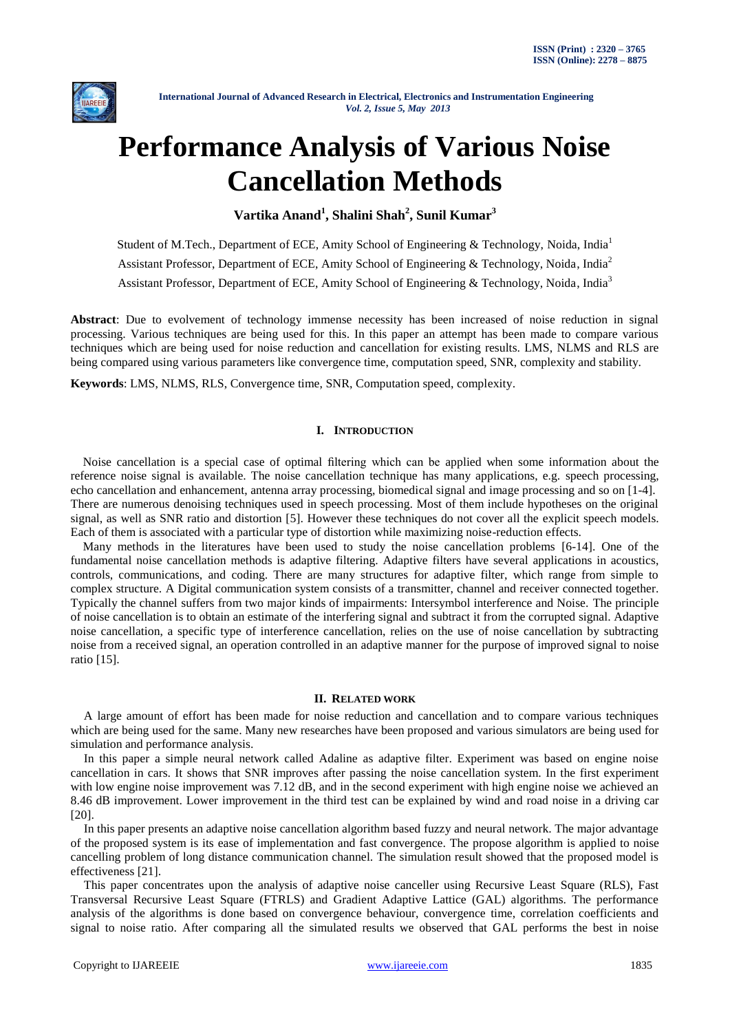# Performance Analysis of Various Noise Cancellation Methods

**Vartika Anand[1], Shalini Shah[2], Sunil Kumar[3]**

Student of M.Tech., Department of ECE, Amity School of Engineering & Technology, Noida, India[1]

Assistant Professor, Department of ECE, Amity School of Engineering & Technology, Noida, India[2]

Assistant Professor, Department of ECE, Amity School of Engineering & Technology, Noida, India[3]

**Abstract**: Due to evolvement of technology immense necessity has been increased of noise reduction in signal processing. Various techniques are being used for this. In this paper an attempt has been made to compare various techniques which are being used for noise reduction and cancellation for existing results. LMS, NLMS and RLS are being compared using various parameters like convergence time, computation speed, SNR, complexity and stability.

**Keywords**: LMS, NLMS, RLS, Convergence time, SNR, Computation speed, complexity.

## I. Introduction

Noise cancellation is a special case of optimal filtering which can be applied when some information about the reference noise signal is available. The noise cancellation technique has many applications, e.g. speech processing, echo cancellation and enhancement, antenna array processing, biomedical signal and image processing and so on [1-4]. There are numerous denoising techniques used in speech processing. Most of them include hypotheses on the original signal, as well as SNR ratio and distortion [5]. However these techniques do not cover all the explicit speech models. Each of them is associated with a particular type of distortion while maximizing noise-reduction effects.

Many methods in the literatures have been used to study the noise cancellation problems [6-14]. One of the fundamental noise cancellation methods is adaptive filtering. Adaptive filters have several applications in acoustics, controls, communications, and coding. There are many structures for adaptive filter, which range from simple to complex structure. A Digital communication system consists of a transmitter, channel and receiver connected together. Typically the channel suffers from two major kinds of impairments: Intersymbol interference and Noise. The principle of noise cancellation is to obtain an estimate of the interfering signal and subtract it from the corrupted signal. Adaptive noise cancellation, a specific type of interference cancellation, relies on the use of noise cancellation by subtracting noise from a received signal, an operation controlled in an adaptive manner for the purpose of improved signal to noise ratio [15].

## II. Related work

A large amount of effort has been made for noise reduction and cancellation and to compare various techniques which are being used for the same. Many new researches have been proposed and various simulators are being used for simulation and performance analysis.

In this paper a simple neural network called Adaline as adaptive filter. Experiment was based on engine noise cancellation in cars. It shows that SNR improves after passing the noise cancellation system. In the first experiment with low engine noise improvement was 7.12 dB, and in the second experiment with high engine noise we achieved an 8.46 dB improvement. Lower improvement in the third test can be explained by wind and road noise in a driving car [20].

In this paper presents an adaptive noise cancellation algorithm based fuzzy and neural network. The major advantage of the proposed system is its ease of implementation and fast convergence. The propose algorithm is applied to noise cancelling problem of long distance communication channel. The simulation result showed that the proposed model is effectiveness [21].

This paper concentrates upon the analysis of adaptive noise canceller using Recursive Least Square (RLS), Fast Transversal Recursive Least Square (FTRLS) and Gradient Adaptive Lattice (GAL) algorithms. The performance analysis of the algorithms is done based on convergence behaviour, convergence time, correlation coefficients and signal to noise ratio. After comparing all the simulated results we observed that GAL performs the best in noise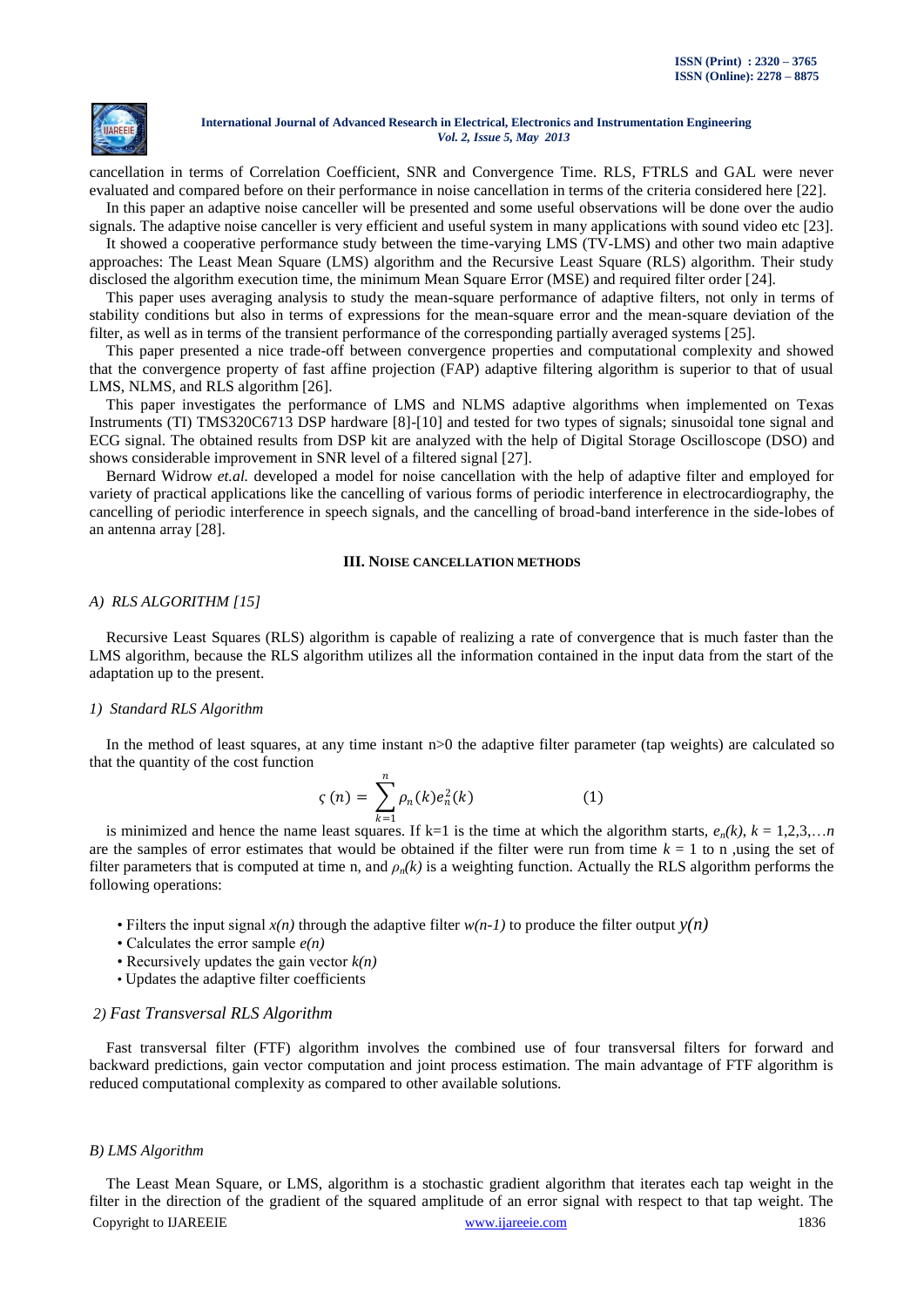cancellation in terms of Correlation Coefficient, SNR and Convergence Time. RLS, FTRLS and GAL were never evaluated and compared before on their performance in noise cancellation in terms of the criteria considered here [22].

In this paper an adaptive noise canceller will be presented and some useful observations will be done over the audio signals. The adaptive noise canceller is very efficient and useful system in many applications with sound video etc [23].

It showed a cooperative performance study between the time-varying LMS (TV-LMS) and other two main adaptive approaches: The Least Mean Square (LMS) algorithm and the Recursive Least Square (RLS) algorithm. Their study disclosed the algorithm execution time, the minimum Mean Square Error (MSE) and required filter order [24].

This paper uses averaging analysis to study the mean-square performance of adaptive filters, not only in terms of stability conditions but also in terms of expressions for the mean-square error and the mean-square deviation of the filter, as well as in terms of the transient performance of the corresponding partially averaged systems [25].

This paper presented a nice trade-off between convergence properties and computational complexity and showed that the convergence property of fast affine projection (FAP) adaptive filtering algorithm is superior to that of usual LMS, NLMS, and RLS algorithm [26].

This paper investigates the performance of LMS and NLMS adaptive algorithms when implemented on Texas Instruments (TI) TMS320C6713 DSP hardware [8]-[10] and tested for two types of signals; sinusoidal tone signal and ECG signal. The obtained results from DSP kit are analyzed with the help of Digital Storage Oscilloscope (DSO) and shows considerable improvement in SNR level of a filtered signal [27].

Bernard Widrow *et.al.* developed a model for noise cancellation with the help of adaptive filter and employed for variety of practical applications like the cancelling of various forms of periodic interference in electrocardiography, the cancelling of periodic interference in speech signals, and the cancelling of broad-band interference in the side-lobes of an antenna array [28].

## III. NOISE CANCELLATION METHODS

### *A) RLS ALGORITHM [15]*

Recursive Least Squares (RLS) algorithm is capable of realizing a rate of convergence that is much faster than the LMS algorithm, because the RLS algorithm utilizes all the information contained in the input data from the start of the adaptation up to the present.

#### *1) Standard RLS Algorithm*

In the method of least squares, at any time instant n>0 the adaptive filter parameter (tap weights) are calculated so that the quantity of the cost function

$$\varsigma(n) = \sum_{k=1}^{n} \rho_n(k) e_n^2(k) \qquad (1)$$

is minimized and hence the name least squares. If k=1 is the time at which the algorithm starts, $e_n(k)$, $k = 1,2,3,\ldots n$ are the samples of error estimates that would be obtained if the filter were run from time $k = 1$ to n ,using the set of filter parameters that is computed at time n, and $\rho_n(k)$ is a weighting function. Actually the RLS algorithm performs the following operations:

- Filters the input signal $x(n)$ through the adaptive filter $w(n-1)$ to produce the filter output $y(n)$
- Calculates the error sample $e(n)$
- Recursively updates the gain vector $k(n)$
- Updates the adaptive filter coefficients

#### *2) Fast Transversal RLS Algorithm*

Fast transversal filter (FTF) algorithm involves the combined use of four transversal filters for forward and backward predictions, gain vector computation and joint process estimation. The main advantage of FTF algorithm is reduced computational complexity as compared to other available solutions.

### *B) LMS Algorithm*

The Least Mean Square, or LMS, algorithm is a stochastic gradient algorithm that iterates each tap weight in the filter in the direction of the gradient of the squared amplitude of an error signal with respect to that tap weight. The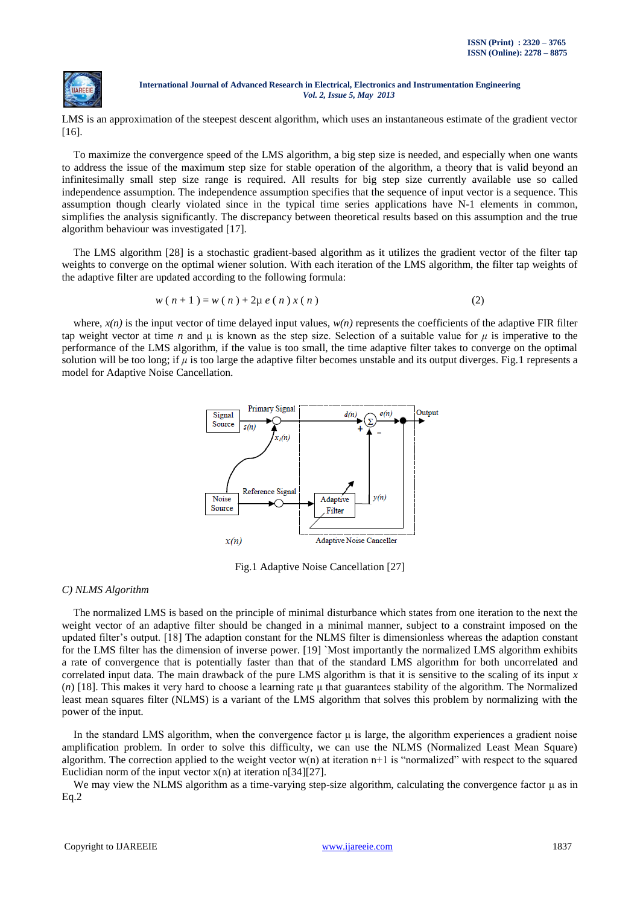LMS is an approximation of the steepest descent algorithm, which uses an instantaneous estimate of the gradient vector [16].

To maximize the convergence speed of the LMS algorithm, a big step size is needed, and especially when one wants to address the issue of the maximum step size for stable operation of the algorithm, a theory that is valid beyond an infinitesimally small step size range is required. All results for big step size currently available use so called independence assumption. The independence assumption specifies that the sequence of input vector is a sequence. This assumption though clearly violated since in the typical time series applications have N-1 elements in common, simplifies the analysis significantly. The discrepancy between theoretical results based on this assumption and the true algorithm behaviour was investigated [17].

The LMS algorithm [28] is a stochastic gradient-based algorithm as it utilizes the gradient vector of the filter tap weights to converge on the optimal wiener solution. With each iteration of the LMS algorithm, the filter tap weights of the adaptive filter are updated according to the following formula:

$$w(n+1) = w(n) + 2\mu\, e(n)\, x(n) \qquad (2)$$

where, $x(n)$ is the input vector of time delayed input values, $w(n)$ represents the coefficients of the adaptive FIR filter tap weight vector at time $n$ and $\mu$ is known as the step size. Selection of a suitable value for $\mu$ is imperative to the performance of the LMS algorithm, if the value is too small, the time adaptive filter takes to converge on the optimal solution will be too long; if $\mu$ is too large the adaptive filter becomes unstable and its output diverges. Fig.1 represents a model for Adaptive Noise Cancellation.

Fig.1 Adaptive Noise Cancellation [27]

*C) NLMS Algorithm*

The normalized LMS is based on the principle of minimal disturbance which states from one iteration to the next the weight vector of an adaptive filter should be changed in a minimal manner, subject to a constraint imposed on the updated filter's output. [18] The adaption constant for the NLMS filter is dimensionless whereas the adaption constant for the LMS filter has the dimension of inverse power. [19] `Most importantly the normalized LMS algorithm exhibits a rate of convergence that is potentially faster than that of the standard LMS algorithm for both uncorrelated and correlated input data. The main drawback of the pure LMS algorithm is that it is sensitive to the scaling of its input $x(n)$ [18]. This makes it very hard to choose a learning rate $\mu$ that guarantees stability of the algorithm. The Normalized least mean squares filter (NLMS) is a variant of the LMS algorithm that solves this problem by normalizing with the power of the input.

In the standard LMS algorithm, when the convergence factor $\mu$ is large, the algorithm experiences a gradient noise amplification problem. In order to solve this difficulty, we can use the NLMS (Normalized Least Mean Square) algorithm. The correction applied to the weight vector w(n) at iteration n+1 is "normalized" with respect to the squared Euclidian norm of the input vector x(n) at iteration n[34][27].

We may view the NLMS algorithm as a time-varying step-size algorithm, calculating the convergence factor $\mu$ as in Eq.2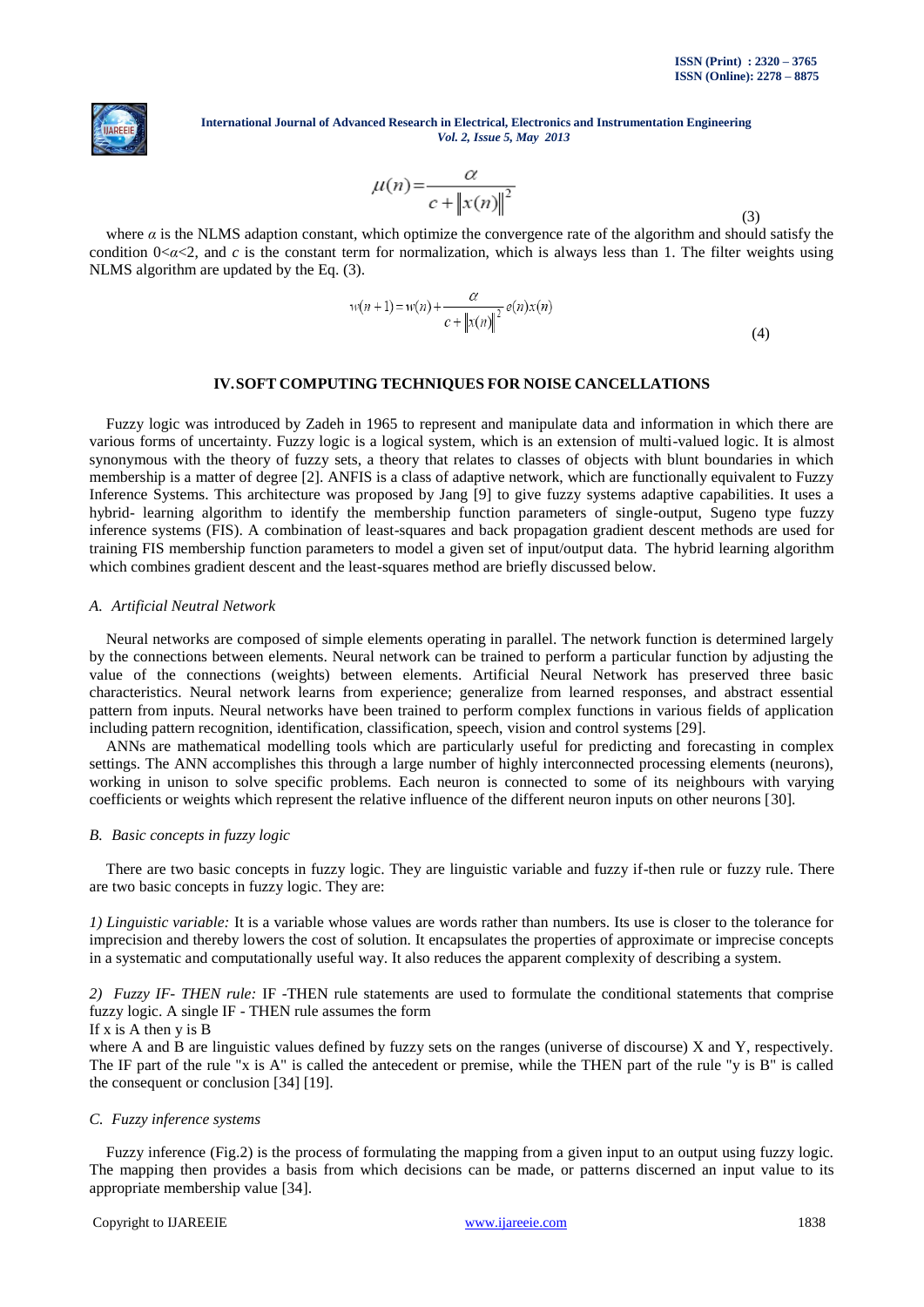$$\mu(n) = \frac{\alpha}{c + \|x(n)\|^2} \tag{3}$$

where $\alpha$ is the NLMS adaption constant, which optimize the convergence rate of the algorithm and should satisfy the condition $0<\alpha<2$, and $c$ is the constant term for normalization, which is always less than 1. The filter weights using NLMS algorithm are updated by the Eq. (3).

$$w(n+1) = w(n) + \frac{\alpha}{c + \|x(n)\|^2} e(n)x(n) \tag{4}$$

## IV. SOFT COMPUTING TECHNIQUES FOR NOISE CANCELLATIONS

Fuzzy logic was introduced by Zadeh in 1965 to represent and manipulate data and information in which there are various forms of uncertainty. Fuzzy logic is a logical system, which is an extension of multi-valued logic. It is almost synonymous with the theory of fuzzy sets, a theory that relates to classes of objects with blunt boundaries in which membership is a matter of degree [2]. ANFIS is a class of adaptive network, which are functionally equivalent to Fuzzy Inference Systems. This architecture was proposed by Jang [9] to give fuzzy systems adaptive capabilities. It uses a hybrid- learning algorithm to identify the membership function parameters of single-output, Sugeno type fuzzy inference systems (FIS). A combination of least-squares and back propagation gradient descent methods are used for training FIS membership function parameters to model a given set of input/output data. The hybrid learning algorithm which combines gradient descent and the least-squares method are briefly discussed below.

### *A. Artificial Neutral Network*

Neural networks are composed of simple elements operating in parallel. The network function is determined largely by the connections between elements. Neural network can be trained to perform a particular function by adjusting the value of the connections (weights) between elements. Artificial Neural Network has preserved three basic characteristics. Neural network learns from experience; generalize from learned responses, and abstract essential pattern from inputs. Neural networks have been trained to perform complex functions in various fields of application including pattern recognition, identification, classification, speech, vision and control systems [29].

ANNs are mathematical modelling tools which are particularly useful for predicting and forecasting in complex settings. The ANN accomplishes this through a large number of highly interconnected processing elements (neurons), working in unison to solve specific problems. Each neuron is connected to some of its neighbours with varying coefficients or weights which represent the relative influence of the different neuron inputs on other neurons [30].

### *B. Basic concepts in fuzzy logic*

There are two basic concepts in fuzzy logic. They are linguistic variable and fuzzy if-then rule or fuzzy rule. There are two basic concepts in fuzzy logic. They are:

*1) Linguistic variable:* It is a variable whose values are words rather than numbers. Its use is closer to the tolerance for imprecision and thereby lowers the cost of solution. It encapsulates the properties of approximate or imprecise concepts in a systematic and computationally useful way. It also reduces the apparent complexity of describing a system.

*2) Fuzzy IF- THEN rule:* IF -THEN rule statements are used to formulate the conditional statements that comprise fuzzy logic. A single IF - THEN rule assumes the form
If x is A then y is B
where A and B are linguistic values defined by fuzzy sets on the ranges (universe of discourse) X and Y, respectively. The IF part of the rule "x is A" is called the antecedent or premise, while the THEN part of the rule "y is B" is called the consequent or conclusion [34] [19].

### *C. Fuzzy inference systems*

Fuzzy inference (Fig.2) is the process of formulating the mapping from a given input to an output using fuzzy logic. The mapping then provides a basis from which decisions can be made, or patterns discerned an input value to its appropriate membership value [34].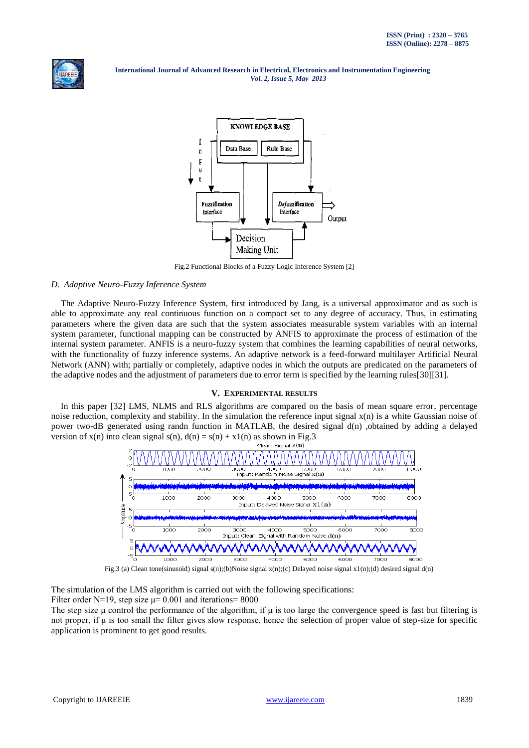Fig.2 Functional Blocks of a Fuzzy Logic Inference System [2]

### *D. Adaptive Neuro-Fuzzy Inference System*

The Adaptive Neuro-Fuzzy Inference System, first introduced by Jang, is a universal approximator and as such is able to approximate any real continuous function on a compact set to any degree of accuracy. Thus, in estimating parameters where the given data are such that the system associates measurable system variables with an internal system parameter, functional mapping can be constructed by ANFIS to approximate the process of estimation of the internal system parameter. ANFIS is a neuro-fuzzy system that combines the learning capabilities of neural networks, with the functionality of fuzzy inference systems. An adaptive network is a feed-forward multilayer Artificial Neural Network (ANN) with; partially or completely, adaptive nodes in which the outputs are predicated on the parameters of the adaptive nodes and the adjustment of parameters due to error term is specified by the learning rules[30][31].

## V. EXPERIMENTAL RESULTS

In this paper [32] LMS, NLMS and RLS algorithms are compared on the basis of mean square error, percentage noise reduction, complexity and stability. In the simulation the reference input signal $x(n)$ is a white Gaussian noise of power two-dB generated using randn function in MATLAB, the desired signal $d(n)$ ,obtained by adding a delayed version of $x(n)$ into clean signal $s(n)$, $d(n) = s(n) + x1(n)$ as shown in Fig.3

Fig.3 (a) Clean tone(sinusoid) signal $s(n)$;(b)Noise signal $x(n)$;(c) Delayed noise signal $x1(n)$;(d) desired signal $d(n)$

The simulation of the LMS algorithm is carried out with the following specifications:

Filter order N=19, step size $\mu$= 0.001 and iterations= 8000

The step size $\mu$ control the performance of the algorithm, if $\mu$ is too large the convergence speed is fast but filtering is not proper, if $\mu$ is too small the filter gives slow response, hence the selection of proper value of step-size for specific application is prominent to get good results.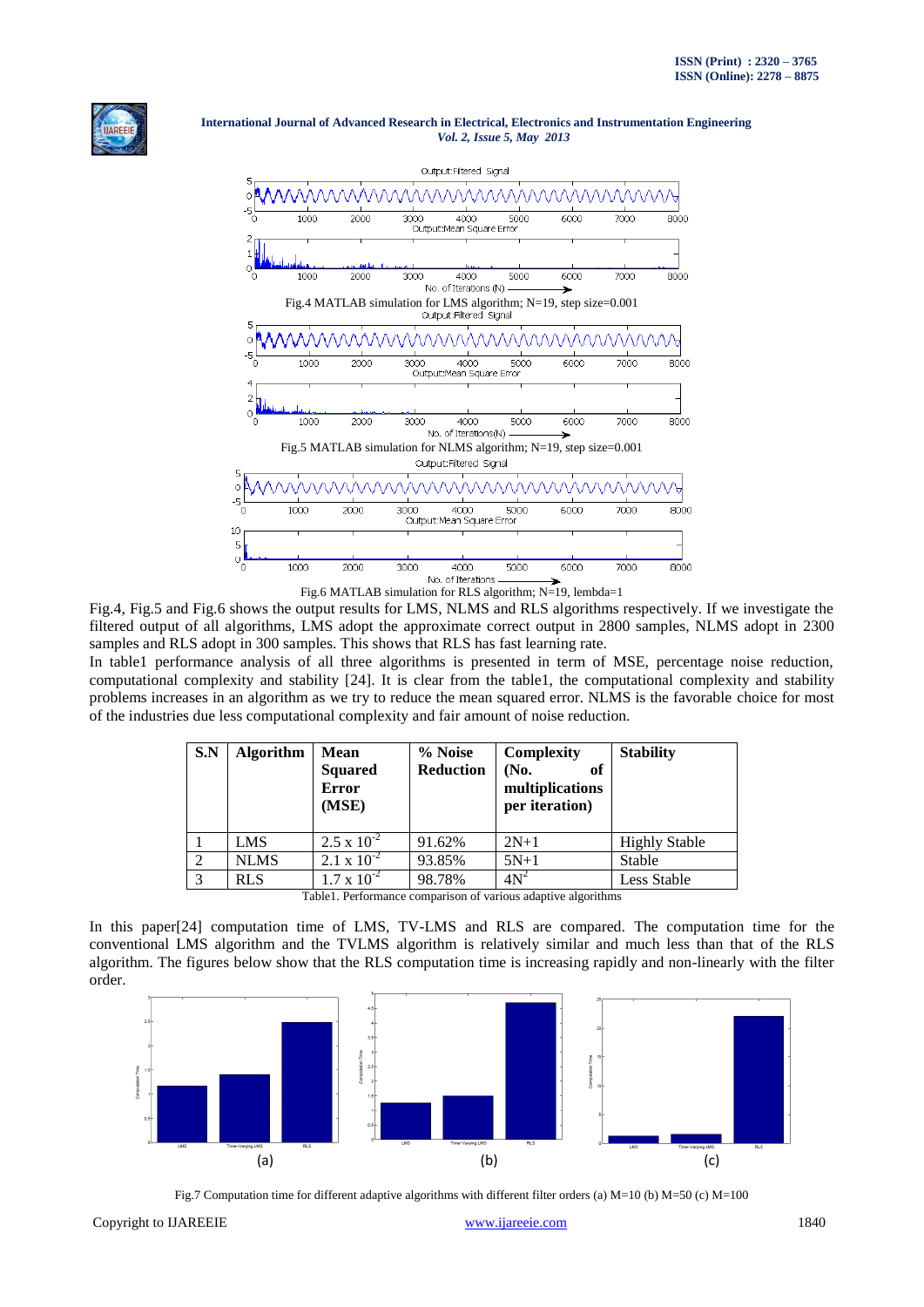Fig.4 MATLAB simulation for LMS algorithm; N=19, step size=0.001

Fig.5 MATLAB simulation for NLMS algorithm; N=19, step size=0.001

Fig.6 MATLAB simulation for RLS algorithm; N=19, lembda=1

Fig.4, Fig.5 and Fig.6 shows the output results for LMS, NLMS and RLS algorithms respectively. If we investigate the filtered output of all algorithms, LMS adopt the approximate correct output in 2800 samples, NLMS adopt in 2300 samples and RLS adopt in 300 samples. This shows that RLS has fast learning rate.

In table1 performance analysis of all three algorithms is presented in term of MSE, percentage noise reduction, computational complexity and stability [24]. It is clear from the table1, the computational complexity and stability problems increases in an algorithm as we try to reduce the mean squared error. NLMS is the favorable choice for most of the industries due less computational complexity and fair amount of noise reduction.

| S.N | Algorithm | Mean Squared Error (MSE) | % Noise Reduction | Complexity (No. of multiplications per iteration) | Stability |
|---|---|---|---|---|---|
| 1 | LMS | $2.5 \times 10^{-2}$ | 91.62% | 2N+1 | Highly Stable |
| 2 | NLMS | $2.1 \times 10^{-2}$ | 93.85% | 5N+1 | Stable |
| 3 | RLS | $1.7 \times 10^{-2}$ | 98.78% | $4N^2$ | Less Stable |

Table1. Performance comparison of various adaptive algorithms

In this paper[24] computation time of LMS, TV-LMS and RLS are compared. The computation time for the conventional LMS algorithm and the TVLMS algorithm is relatively similar and much less than that of the RLS algorithm. The figures below show that the RLS computation time is increasing rapidly and non-linearly with the filter order.

Fig.7 Computation time for different adaptive algorithms with different filter orders (a) M=10 (b) M=50 (c) M=100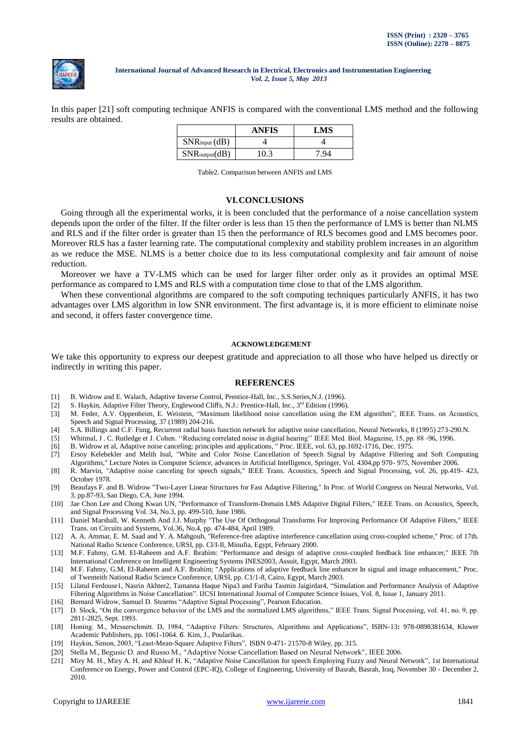In this paper [21] soft computing technique ANFIS is compared with the conventional LMS method and the following results are obtained.

| | ANFIS | LMS |
|---|---|---|
| $SNR_{input}$ (dB) | 4 | 4 |
| $SNR_{output}$(dB) | 10.3 | 7.94 |

Table2. Comparison between ANFIS and LMS

## VI. CONCLUSIONS

Going through all the experimental works, it is been concluded that the performance of a noise cancellation system depends upon the order of the filter. If the filter order is less than 15 then the performance of LMS is better than NLMS and RLS and if the filter order is greater than 15 then the performance of RLS becomes good and LMS becomes poor. Moreover RLS has a faster learning rate. The computational complexity and stability problem increases in an algorithm as we reduce the MSE. NLMS is a better choice due to its less computational complexity and fair amount of noise reduction.

Moreover we have a TV-LMS which can be used for larger filter order only as it provides an optimal MSE performance as compared to LMS and RLS with a computation time close to that of the LMS algorithm.

When these conventional algorithms are compared to the soft computing techniques particularly ANFIS, it has two advantages over LMS algorithm in low SNR environment. The first advantage is, it is more efficient to eliminate noise and second, it offers faster convergence time.

### ACKNOWLEDGEMENT

We take this opportunity to express our deepest gratitude and appreciation to all those who have helped us directly or indirectly in writing this paper.

## REFERENCES

[1] B. Widrow and E. Walach, Adaptive Inverse Control, Prentice-Hall, Inc., S.S.Series,N.J. (1996).

[2] S. Haykin, Adaptive Filter Theory, Englewood Cliffs, N.J.: Prentice-Hall, Inc., 3rd Edition (1996).

[3] M. Feder, A.V. Oppenheim, E. Weistein, "Maximum likelihood noise cancellation using the EM algorithm", IEEE Trans. on Acoustics, Speech and Signal Processing, 37 (1989) 204-216.

[4] S.A. Billings and C.F. Fung, Recurrent radial basis function network for adaptive noise cancellation, Neural Networks, 8 (1995) 273-290.N.

[5] Whitmal, J . C. Rutledge et J. Cohen. ''Reducing correlated noise in digital hearing'' IEEE Med. Biol. Magazine, 15, pp. 88 -96, 1996.

[6] B. Widrow et al, Adaptive noise canceling: principles and applications, " Proc. IEEE, vol. 63, pp.1692-1716, Dec. 1975.

[7] Ersoy Kelebekler and Melih Inal, "White and Color Noise Cancellation of Speech Signal by Adaptive Filtering and Soft Computing Algorithms," Lecture Notes in Computer Science, advances in Artificial Intelligence, Springer, Vol. 4304,pp 970- 975, November 2006.

[8] R. Marvin, "Adaptive noise canceling for speech signals," IEEE Trans. Acoustics, Speech and Signal Processing, vol. 26, pp.419- 423, October 1978.

[9] Beaufays F. and B. Widrow "Two-Layer Linear Structures for Fast Adaptive Filtering," In Proc. of World Congress on Neural Networks, Vol. 3, pp.87-93, San Diego, CA, June 1994.

[10] Jae Chon Lee and Chong Kwan UN, "Performance of Transform-Domain LMS Adaptive Digital Filters," IEEE Trans. on Acoustics, Speech, and Signal Processing Vol. 34, No.3, pp. 499-510, June 1986.

[11] Daniel Marshall, W. Kenneth And J.J. Murphy "The Use Of Orthogonal Transforms For Improving Performance Of Adaptive Filters," IEEE Trans. on Circuits and Systems, Vol.36, No.4, pp. 474-484, April 1989.

[12] A. A. Ammar, E. M. Saad and Y. A. Mahgoub, "Reference-free adaptive interference cancellation using cross-coupled scheme," Proc. of 17th. National Radio Science Conference, URSI, pp. Cl/I-Il, Minufia, Egypt, February 2000.

[13] M.F. Fahmy, G.M. El-Raheem and A.F. Ibrahim: "Performance and design of adaptive cross-coupled feedback line enhancer," IEEE 7th International Conference on Intelligent Engineering Systems INES2003, Assuit, Egypt, March 2003.

[14] M.F. Fahmy, G.M. El-Raheem and A.F. Ibrahim; "Applications of adaptive feedback line enhancer In signal and image enhancement," Proc. of Twenteith National Radio Science Conference, URSI, pp. C1/1-8, Cairo, Egypt, March 2003.

[15] Lilatul Ferdouse1, Nasrin Akhter2, Tamanna Haque Nipa3 and Fariha Tasmin Jaigirdar4, "Simulation and Performance Analysis of Adaptive Filtering Algorithms in Noise Cancellation". IJCSI International Journal of Computer Science Issues, Vol. 8, Issue 1, January 2011.

[16] Bernard Widrow, Samuel D. Stearms "Adaptive Signal Processing", Pearson Education.

[17] D. Slock, "On the convergence behavior of the LMS and the normalized LMS algorithms," IEEE Trans. Signal Processing, vol. 41, no. 9, pp. 2811-2825, Sept. 1993.

[18] Honing. M., Messerschmitt. D, 1984, "Adaptive Filters: Structures, Algorithms and Applications", ISBN-13: 978-0898381634, Kluwer Academic Publishers, pp. 1061-1064. *6.* Kim, J., Poularikas.

[19] Haykin, Simon, 2003, "Least-Mean-Square Adaptive Filters", ISBN 0-471- 21570-8 Wiley, pp. 315.

[20] Stella M., Begusic D. and Russo M., "Adaptive Noise Cancellation Based on Neural Network", IEEE 2006.

[21] Miry M. H., Miry A. H. and Khleaf H. K, "Adaptive Noise Cancellation for speech Employing Fuzzy and Neural Network", 1st International Conference on Energy, Power and Control (EPC-IQ), College of Engineering, University of Basrah, Basrah, Iraq, November 30 - December 2, 2010.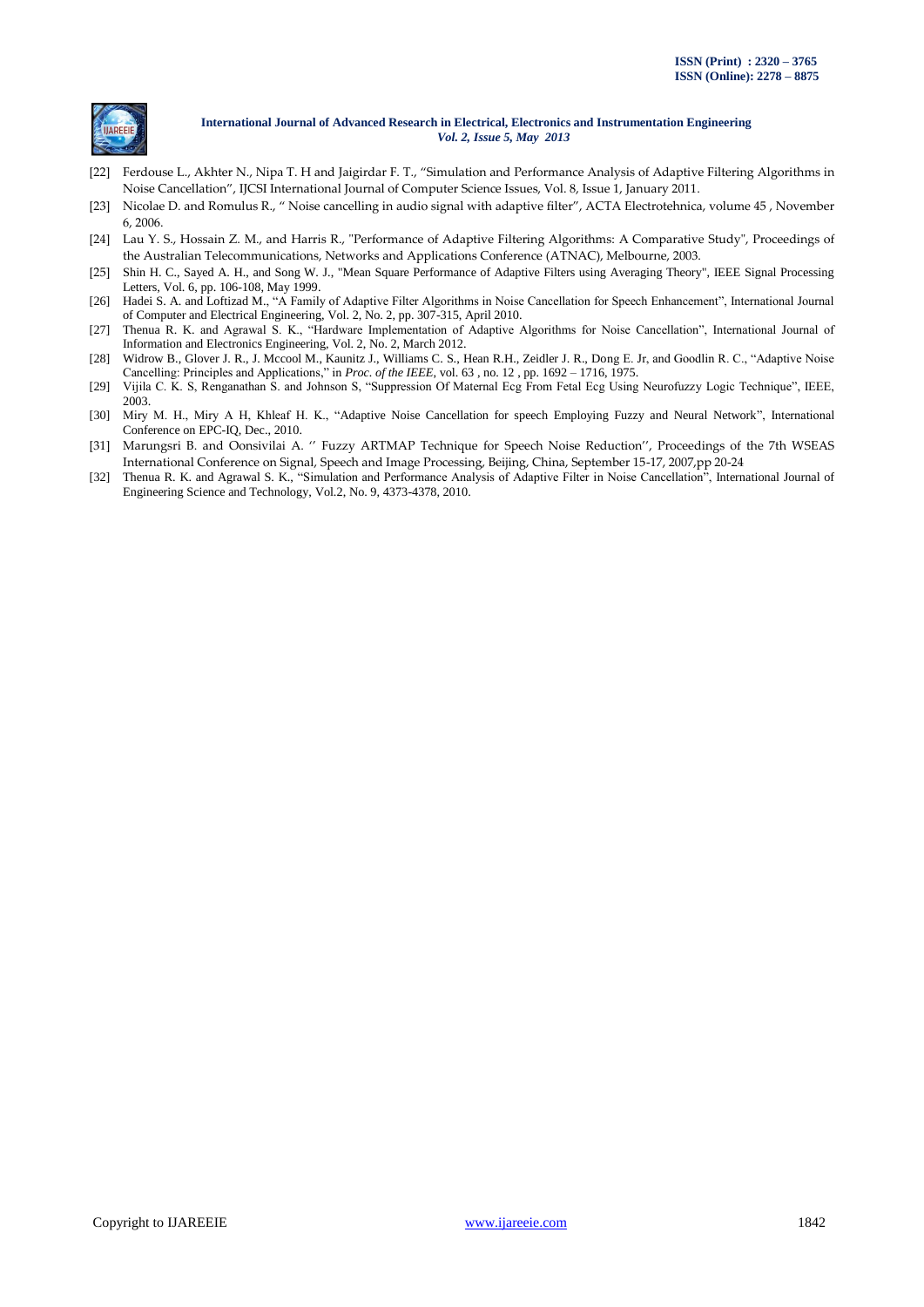[22] Ferdouse L., Akhter N., Nipa T. H and Jaigirdar F. T., "Simulation and Performance Analysis of Adaptive Filtering Algorithms in Noise Cancellation", IJCSI International Journal of Computer Science Issues, Vol. 8, Issue 1, January 2011.

[23] Nicolae D. and Romulus R., " Noise cancelling in audio signal with adaptive filter", ACTA Electrotehnica, volume 45 , November 6, 2006.

[24] Lau Y. S., Hossain Z. M., and Harris R., "Performance of Adaptive Filtering Algorithms: A Comparative Study", Proceedings of the Australian Telecommunications, Networks and Applications Conference (ATNAC), Melbourne, 2003.

[25] Shin H. C., Sayed A. H., and Song W. J., "Mean Square Performance of Adaptive Filters using Averaging Theory", IEEE Signal Processing Letters, Vol. 6, pp. 106-108, May 1999.

[26] Hadei S. A. and Loftizad M., "A Family of Adaptive Filter Algorithms in Noise Cancellation for Speech Enhancement", International Journal of Computer and Electrical Engineering, Vol. 2, No. 2, pp. 307-315, April 2010.

[27] Thenua R. K. and Agrawal S. K., "Hardware Implementation of Adaptive Algorithms for Noise Cancellation", International Journal of Information and Electronics Engineering, Vol. 2, No. 2, March 2012.

[28] Widrow B., Glover J. R., J. Mccool M., Kaunitz J., Williams C. S., Hean R.H., Zeidler J. R., Dong E. Jr, and Goodlin R. C., "Adaptive Noise Cancelling: Principles and Applications," in *Proc. of the IEEE*, vol. 63 , no. 12 , pp. 1692 – 1716, 1975.

[29] Vijila C. K. S, Renganathan S. and Johnson S, "Suppression Of Maternal Ecg From Fetal Ecg Using Neurofuzzy Logic Technique", IEEE, 2003.

[30] Miry M. H., Miry A H, Khleaf H. K., "Adaptive Noise Cancellation for speech Employing Fuzzy and Neural Network", International Conference on EPC-IQ, Dec., 2010.

[31] Marungsri B. and Oonsivilai A. '' Fuzzy ARTMAP Technique for Speech Noise Reduction'', Proceedings of the 7th WSEAS International Conference on Signal, Speech and Image Processing, Beijing, China, September 15-17, 2007,pp 20-24

[32] Thenua R. K. and Agrawal S. K., "Simulation and Performance Analysis of Adaptive Filter in Noise Cancellation", International Journal of Engineering Science and Technology, Vol.2, No. 9, 4373-4378, 2010.